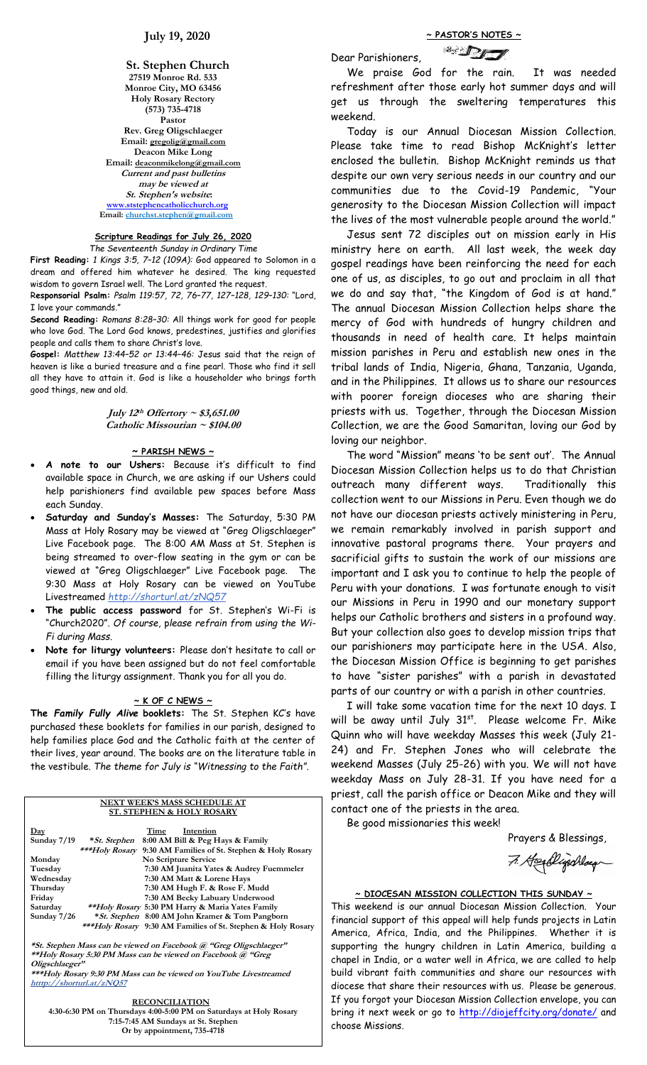# July 19, 2020

**St. Stephen Church**
**27519 Monroe Rd. 533**
**Monroe City, MO 63456**
**Holy Rosary Rectory**
**(573) 735-4718**
**Pastor**
**Rev. Greg Oligschlaeger**
**Email: gregolig@gmail.com**
**Deacon Mike Long**
**Email: deaconmikelong@gmail.com**
***Current and past bulletins may be viewed at St. Stephen's website*:**
**www.ststephencatholicchurch.org**
**Email: churchst.stephen@gmail.com**

## Scripture Readings for July 26, 2020

*The Seventeenth Sunday in Ordinary Time*

**First Reading:** *1 Kings 3:5, 7–12 (109A):* God appeared to Solomon in a dream and offered him whatever he desired. The king requested wisdom to govern Israel well. The Lord granted the request.

**Responsorial Psalm:** *Psalm 119:57, 72, 76–77, 127–128, 129–130:* "Lord, I love your commands."

**Second Reading:** *Romans 8:28–30:* All things work for good for people who love God. The Lord God knows, predestines, justifies and glorifies people and calls them to share Christ's love.

**Gospel:** *Matthew 13:44–52 or 13:44–46:* Jesus said that the reign of heaven is like a buried treasure and a fine pearl. Those who find it sell all they have to attain it. God is like a householder who brings forth good things, new and old.

***July 12th Offertory ~ $3,651.00***
***Catholic Missourian ~ $104.00***

## ~ PARISH NEWS ~

- **A note to our Ushers:** Because it's difficult to find available space in Church, we are asking if our Ushers could help parishioners find available pew spaces before Mass each Sunday.
- **Saturday and Sunday's Masses:** The Saturday, 5:30 PM Mass at Holy Rosary may be viewed at "Greg Oligschlaeger" Live Facebook page. The 8:00 AM Mass at St. Stephen is being streamed to over-flow seating in the gym or can be viewed at "Greg Oligschlaeger" Live Facebook page. The 9:30 Mass at Holy Rosary can be viewed on YouTube Livestreamed *http://shorturl.at/zNQ57*
- **The public access password** for St. Stephen's Wi-Fi is "Church2020". *Of course, please refrain from using the Wi-Fi during Mass.*
- **Note for liturgy volunteers:** Please don't hesitate to call or email if you have been assigned but do not feel comfortable filling the liturgy assignment. Thank you for all you do.

## ~ K OF C NEWS ~

**The *Family Fully Alive* booklets:** The St. Stephen KC's have purchased these booklets for families in our parish, designed to help families place God and the Catholic faith at the center of their lives, year around. The books are on the literature table in the vestibule. *The theme for July is "Witnessing to the Faith".*

## NEXT WEEK'S MASS SCHEDULE AT ST. STEPHEN & HOLY ROSARY

| Day | | Time | Intention |
|---|---|---|---|
| Sunday 7/19 | *St. Stephen | 8:00 AM | Bill & Peg Hays & Family |
| | ***Holy Rosary | 9:30 AM | Families of St. Stephen & Holy Rosary |
| Monday | | | No Scripture Service |
| Tuesday | | 7:30 AM | Juanita Yates & Audrey Fuemmeler |
| Wednesday | | 7:30 AM | Matt & Lorene Hays |
| Thursday | | 7:30 AM | Hugh F. & Rose F. Mudd |
| Friday | | 7:30 AM | Becky Labuary Underwood |
| Saturday | **Holy Rosary | 5:30 PM | Harry & Maria Yates Family |
| Sunday 7/26 | *St. Stephen | 8:00 AM | John Kramer & Tom Pangborn |
| | ***Holy Rosary | 9:30 AM | Families of St. Stephen & Holy Rosary |

*St. Stephen Mass can be viewed on Facebook @ "Greg Oligschlaeger"
**Holy Rosary 5:30 PM Mass can be viewed on Facebook @ "Greg Oligschlaeger"
***Holy Rosary 9:30 PM Mass can be viewed on YouTube Livestreamed http://shorturl.at/zNQ57

**RECONCILIATION**
4:30-6:30 PM on Thursdays 4:00-5:00 PM on Saturdays at Holy Rosary
7:15-7:45 AM Sundays at St. Stephen
Or by appointment, 735-4718

## ~ PASTOR'S NOTES ~

Dear Parishioners,

We praise God for the rain. It was needed refreshment after those early hot summer days and will get us through the sweltering temperatures this weekend.

Today is our Annual Diocesan Mission Collection. Please take time to read Bishop McKnight's letter enclosed the bulletin. Bishop McKnight reminds us that despite our own very serious needs in our country and our communities due to the Covid-19 Pandemic, "Your generosity to the Diocesan Mission Collection will impact the lives of the most vulnerable people around the world."

Jesus sent 72 disciples out on mission early in His ministry here on earth. All last week, the week day gospel readings have been reinforcing the need for each one of us, as disciples, to go out and proclaim in all that we do and say that, "the Kingdom of God is at hand." The annual Diocesan Mission Collection helps share the mercy of God with hundreds of hungry children and thousands in need of health care. It helps maintain mission parishes in Peru and establish new ones in the tribal lands of India, Nigeria, Ghana, Tanzania, Uganda, and in the Philippines. It allows us to share our resources with poorer foreign dioceses who are sharing their priests with us. Together, through the Diocesan Mission Collection, we are the Good Samaritan, loving our God by loving our neighbor.

The word "Mission" means 'to be sent out'. The Annual Diocesan Mission Collection helps us to do that Christian outreach many different ways. Traditionally this collection went to our Missions in Peru. Even though we do not have our diocesan priests actively ministering in Peru, we remain remarkably involved in parish support and innovative pastoral programs there. Your prayers and sacrificial gifts to sustain the work of our missions are important and I ask you to continue to help the people of Peru with your donations. I was fortunate enough to visit our Missions in Peru in 1990 and our monetary support helps our Catholic brothers and sisters in a profound way. But your collection also goes to develop mission trips that our parishioners may participate here in the USA. Also, the Diocesan Mission Office is beginning to get parishes to have "sister parishes" with a parish in devastated parts of our country or with a parish in other countries.

I will take some vacation time for the next 10 days. I will be away until July 31st. Please welcome Fr. Mike Quinn who will have weekday Masses this week (July 21-24) and Fr. Stephen Jones who will celebrate the weekend Masses (July 25-26) with you. We will not have weekday Mass on July 28-31. If you have need for a priest, call the parish office or Deacon Mike and they will contact one of the priests in the area.

Be good missionaries this week!

Prayers & Blessings,

Fr. Greg Oligschlaeger

## ~ DIOCESAN MISSION COLLECTION THIS SUNDAY ~

This weekend is our annual Diocesan Mission Collection. Your financial support of this appeal will help funds projects in Latin America, Africa, India, and the Philippines. Whether it is supporting the hungry children in Latin America, building a chapel in India, or a water well in Africa, we are called to help build vibrant faith communities and share our resources with diocese that share their resources with us. Please be generous. If you forgot your Diocesan Mission Collection envelope, you can bring it next week or go to http://diojeffcity.org/donate/ and choose Missions.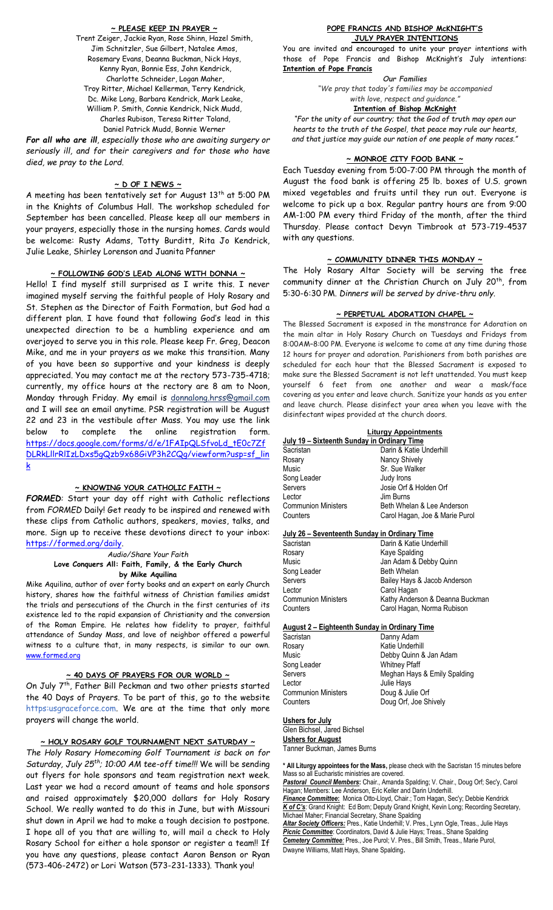## ~ PLEASE KEEP IN PRAYER ~

Trent Zeiger, Jackie Ryan, Rose Shinn, Hazel Smith, Jim Schnitzler, Sue Gilbert, Natalee Amos, Rosemary Evans, Deanna Buckman, Nick Hays, Kenny Ryan, Bonnie Ess, John Kendrick, Charlotte Schneider, Logan Maher, Troy Ritter, Michael Kellerman, Terry Kendrick, Dc. Mike Long, Barbara Kendrick, Mark Leake, William P. Smith, Connie Kendrick, Nick Mudd, Charles Rubison, Teresa Ritter Toland, Daniel Patrick Mudd, Bonnie Werner

***For all who are ill**, especially those who are awaiting surgery or seriously ill, and for their caregivers and for those who have died, we pray to the Lord.*

## ~ D OF I NEWS ~

A meeting has been tentatively set for August 13th at 5:00 PM in the Knights of Columbus Hall. The workshop scheduled for September has been cancelled. Please keep all our members in your prayers, especially those in the nursing homes. Cards would be welcome: Rusty Adams, Totty Burditt, Rita Jo Kendrick, Julie Leake, Shirley Lorenson and Juanita Pfanner

## ~ FOLLOWING GOD'S LEAD ALONG WITH DONNA ~

Hello! I find myself still surprised as I write this. I never imagined myself serving the faithful people of Holy Rosary and St. Stephen as the Director of Faith Formation, but God had a different plan. I have found that following God's lead in this unexpected direction to be a humbling experience and am overjoyed to serve you in this role. Please keep Fr. Greg, Deacon Mike, and me in your prayers as we make this transition. Many of you have been so supportive and your kindness is deeply appreciated. You may contact me at the rectory 573-735-4718; currently, my office hours at the rectory are 8 am to Noon, Monday through Friday. My email is donnalong.hrss@gmail.com and I will see an email anytime. PSR registration will be August 22 and 23 in the vestibule after Mass. You may use the link below to complete the online registration form. https://docs.google.com/forms/d/e/1FAIpQLSfvoLd_tE0c7ZfDLRkLllrRlIzLDxs5gQzb9x68GiVP3h2CQg/viewform?usp=sf_link

## ~ KNOWING YOUR CATHOLIC FAITH ~

***FORMED:*** Start your day off right with Catholic reflections from *FORMED* Daily! Get ready to be inspired and renewed with these clips from Catholic authors, speakers, movies, talks, and more. Sign up to receive these devotions direct to your inbox: https://formed.org/daily.

*Audio/Share Your Faith*

**Love Conquers All: Faith, Family, & the Early Church by Mike Aquilina**

Mike Aquilina, author of over forty books and an expert on early Church history, shares how the faithful witness of Christian families amidst the trials and persecutions of the Church in the first centuries of its existence led to the rapid expansion of Christianity and the conversion of the Roman Empire. He relates how fidelity to prayer, faithful attendance of Sunday Mass, and love of neighbor offered a powerful witness to a culture that, in many respects, is similar to our own. www.formed.org

## ~ 40 DAYS OF PRAYERS FOR OUR WORLD ~

On July 7th, Father Bill Peckman and two other priests started the 40 Days of Prayers. To be part of this, go to the website https:usgraceforce.com. We are at the time that only more prayers will change the world.

## ~ HOLY ROSARY GOLF TOURNAMENT NEXT SATURDAY ~

*The Holy Rosary Homecoming Golf Tournament is back on for Saturday, July 25th; 10:00 AM tee-off time!!!* We will be sending out flyers for hole sponsors and team registration next week. Last year we had a record amount of teams and hole sponsors and raised approximately $20,000 dollars for Holy Rosary School. We really wanted to do this in June, but with Missouri shut down in April we had to make a tough decision to postpone. I hope all of you that are willing to, will mail a check to Holy Rosary School for either a hole sponsor or register a team!! If you have any questions, please contact Aaron Benson or Ryan (573-406-2472) or Lori Watson (573-231-1333). Thank you!

## POPE FRANCIS AND BISHOP McKNIGHT'S JULY PRAYER INTENTIONS

You are invited and encouraged to unite your prayer intentions with those of Pope Francis and Bishop McKnight's July intentions:

**Intention of Pope Francis**

***Our Families***

*"We pray that today's families may be accompanied with love, respect and guidance."*

**Intention of Bishop McKnight**

*"For the unity of our country; that the God of truth may open our hearts to the truth of the Gospel, that peace may rule our hearts, and that justice may guide our nation of one people of many races."*

## ~ MONROE CITY FOOD BANK ~

Each Tuesday evening from 5:00-7:00 PM through the month of August the food bank is offering 25 lb. boxes of U.S. grown mixed vegetables and fruits until they run out. Everyone is welcome to pick up a box. Regular pantry hours are from 9:00 AM-1:00 PM every third Friday of the month, after the third Thursday. Please contact Devyn Timbrook at 573-719-4537 with any questions.

## ~ COMMUNITY DINNER THIS MONDAY ~

The Holy Rosary Altar Society will be serving the free community dinner at the Christian Church on July 20th, from 5:30-6:30 PM. *Dinners will be served by drive-thru only.*

## ~ PERPETUAL ADORATION CHAPEL ~

The Blessed Sacrament is exposed in the monstrance for Adoration on the main altar in Holy Rosary Church on Tuesdays and Fridays from 8:00AM–8:00 PM. Everyone is welcome to come at any time during those 12 hours for prayer and adoration. Parishioners from both parishes are scheduled for each hour that the Blessed Sacrament is exposed to make sure the Blessed Sacrament is not left unattended. You must keep yourself 6 feet from one another and wear a mask/face covering as you enter and leave church. Sanitize your hands as you enter and leave church. Please disinfect your area when you leave with the disinfectant wipes provided at the church doors.

## Liturgy Appointments

**July 19 – Sixteenth Sunday in Ordinary Time**

| | |
|---|---|
| Sacristan | Darin & Katie Underhill |
| Rosary | Nancy Shively |
| Music | Sr. Sue Walker |
| Song Leader | Judy Irons |
| Servers | Josie Orf & Holden Orf |
| Lector | Jim Burns |
| Communion Ministers | Beth Whelan & Lee Anderson |
| Counters | Carol Hagan, Joe & Marie Purol |

**July 26 – Seventeenth Sunday in Ordinary Time**

| | |
|---|---|
| Sacristan | Darin & Katie Underhill |
| Rosary | Kaye Spalding |
| Music | Jan Adam & Debby Quinn |
| Song Leader | Beth Whelan |
| Servers | Bailey Hays & Jacob Anderson |
| Lector | Carol Hagan |
| Communion Ministers | Kathy Anderson & Deanna Buckman |
| Counters | Carol Hagan, Norma Rubison |

**August 2 – Eighteenth Sunday in Ordinary Time**

| | |
|---|---|
| Sacristan | Danny Adam |
| Rosary | Katie Underhill |
| Music | Debby Quinn & Jan Adam |
| Song Leader | Whitney Pfaff |
| Servers | Meghan Hays & Emily Spalding |
| Lector | Julie Hays |
| Communion Ministers | Doug & Julie Orf |
| Counters | Doug Orf, Joe Shively |

**Ushers for July**

Glen Bichsel, Jared Bichsel

**Ushers for August**

Tanner Buckman, James Burns

\* **All Liturgy appointees for the Mass,** please check with the Sacristan 15 minutes before Mass so all Eucharistic ministries are covered.

***Pastoral Council Members:*** Chair., Amanda Spalding; V. Chair., Doug Orf; Sec'y, Carol Hagan; Members: Lee Anderson, Eric Keller and Darin Underhill.

***Finance Committee:*** Monica Otto-Lloyd, Chair.; Tom Hagan, Sec'y; Debbie Kendrick

***K of C's:*** Grand Knight: Ed Born; Deputy Grand Knight, Kevin Long; Recording Secretary, Michael Maher; Financial Secretary, Shane Spalding

***Altar Society Officers:*** Pres., Katie Underhill; V. Pres., Lynn Ogle, Treas., Julie Hays

***Picnic Committee:*** Coordinators, David & Julie Hays; Treas., Shane Spalding

***Cemetery Committee:*** Pres., Joe Purol; V. Pres., Bill Smith, Treas., Marie Purol, Dwayne Williams, Matt Hays, Shane Spalding.